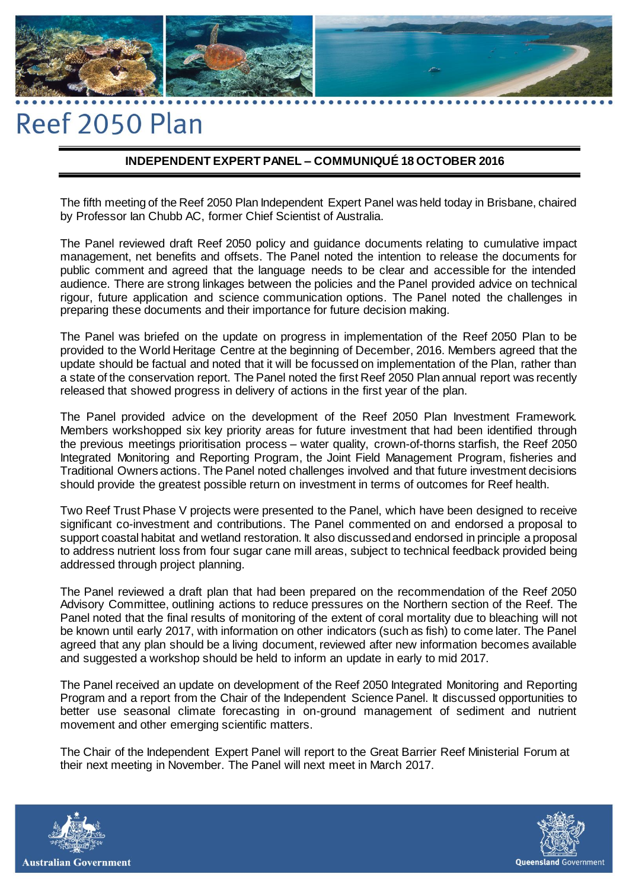# Reef 2050 Plan

## INDEPENDENT EXPERT PANEL – COMMUNIQUÉ 18 OCTOBER 2016

The fifth meeting of the Reef 2050 Plan Independent Expert Panel was held today in Brisbane, chaired by Professor Ian Chubb AC, former Chief Scientist of Australia.

The Panel reviewed draft Reef 2050 policy and guidance documents relating to cumulative impact management, net benefits and offsets. The Panel noted the intention to release the documents for public comment and agreed that the language needs to be clear and accessible for the intended audience. There are strong linkages between the policies and the Panel provided advice on technical rigour, future application and science communication options. The Panel noted the challenges in preparing these documents and their importance for future decision making.

The Panel was briefed on the update on progress in implementation of the Reef 2050 Plan to be provided to the World Heritage Centre at the beginning of December, 2016. Members agreed that the update should be factual and noted that it will be focussed on implementation of the Plan, rather than a state of the conservation report. The Panel noted the first Reef 2050 Plan annual report was recently released that showed progress in delivery of actions in the first year of the plan.

The Panel provided advice on the development of the Reef 2050 Plan Investment Framework. Members workshopped six key priority areas for future investment that had been identified through the previous meetings prioritisation process – water quality, crown-of-thorns starfish, the Reef 2050 Integrated Monitoring and Reporting Program, the Joint Field Management Program, fisheries and Traditional Owners actions. The Panel noted challenges involved and that future investment decisions should provide the greatest possible return on investment in terms of outcomes for Reef health.

Two Reef Trust Phase V projects were presented to the Panel, which have been designed to receive significant co-investment and contributions. The Panel commented on and endorsed a proposal to support coastal habitat and wetland restoration. It also discussed and endorsed in principle a proposal to address nutrient loss from four sugar cane mill areas, subject to technical feedback provided being addressed through project planning.

The Panel reviewed a draft plan that had been prepared on the recommendation of the Reef 2050 Advisory Committee, outlining actions to reduce pressures on the Northern section of the Reef. The Panel noted that the final results of monitoring of the extent of coral mortality due to bleaching will not be known until early 2017, with information on other indicators (such as fish) to come later. The Panel agreed that any plan should be a living document, reviewed after new information becomes available and suggested a workshop should be held to inform an update in early to mid 2017.

The Panel received an update on development of the Reef 2050 Integrated Monitoring and Reporting Program and a report from the Chair of the Independent Science Panel. It discussed opportunities to better use seasonal climate forecasting in on-ground management of sediment and nutrient movement and other emerging scientific matters.

The Chair of the Independent Expert Panel will report to the Great Barrier Reef Ministerial Forum at their next meeting in November. The Panel will next meet in March 2017.

Australian Government

Queensland Government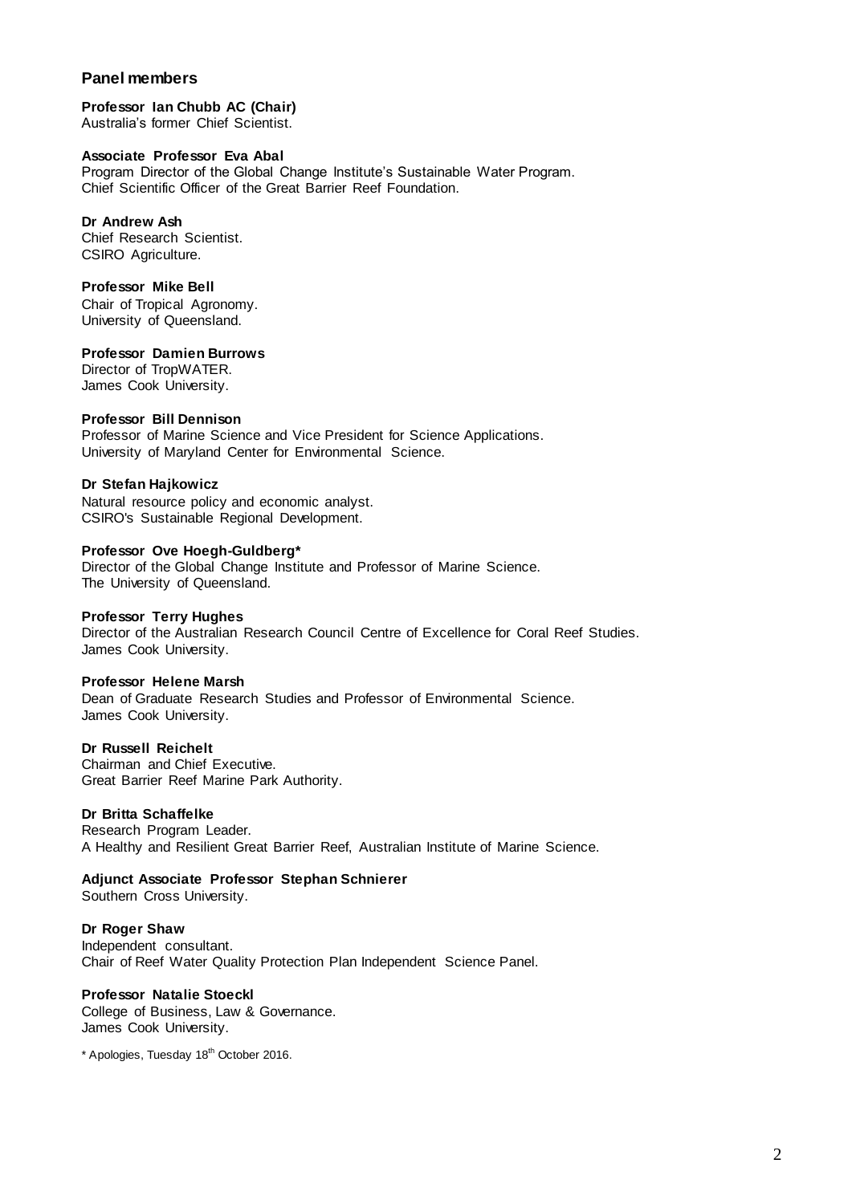## Panel members

**Professor Ian Chubb AC (Chair)**
Australia's former Chief Scientist.

**Associate Professor Eva Abal**
Program Director of the Global Change Institute's Sustainable Water Program.
Chief Scientific Officer of the Great Barrier Reef Foundation.

**Dr Andrew Ash**
Chief Research Scientist.
CSIRO Agriculture.

**Professor Mike Bell**
Chair of Tropical Agronomy.
University of Queensland.

**Professor Damien Burrows**
Director of TropWATER.
James Cook University.

**Professor Bill Dennison**
Professor of Marine Science and Vice President for Science Applications.
University of Maryland Center for Environmental Science.

**Dr Stefan Hajkowicz**
Natural resource policy and economic analyst.
CSIRO's Sustainable Regional Development.

**Professor Ove Hoegh-Guldberg***
Director of the Global Change Institute and Professor of Marine Science.
The University of Queensland.

**Professor Terry Hughes**
Director of the Australian Research Council Centre of Excellence for Coral Reef Studies.
James Cook University.

**Professor Helene Marsh**
Dean of Graduate Research Studies and Professor of Environmental Science.
James Cook University.

**Dr Russell Reichelt**
Chairman and Chief Executive.
Great Barrier Reef Marine Park Authority.

**Dr Britta Schaffelke**
Research Program Leader.
A Healthy and Resilient Great Barrier Reef, Australian Institute of Marine Science.

**Adjunct Associate Professor Stephan Schnierer**
Southern Cross University.

**Dr Roger Shaw**
Independent consultant.
Chair of Reef Water Quality Protection Plan Independent Science Panel.

**Professor Natalie Stoeckl**
College of Business, Law & Governance.
James Cook University.

* Apologies, Tuesday 18th October 2016.